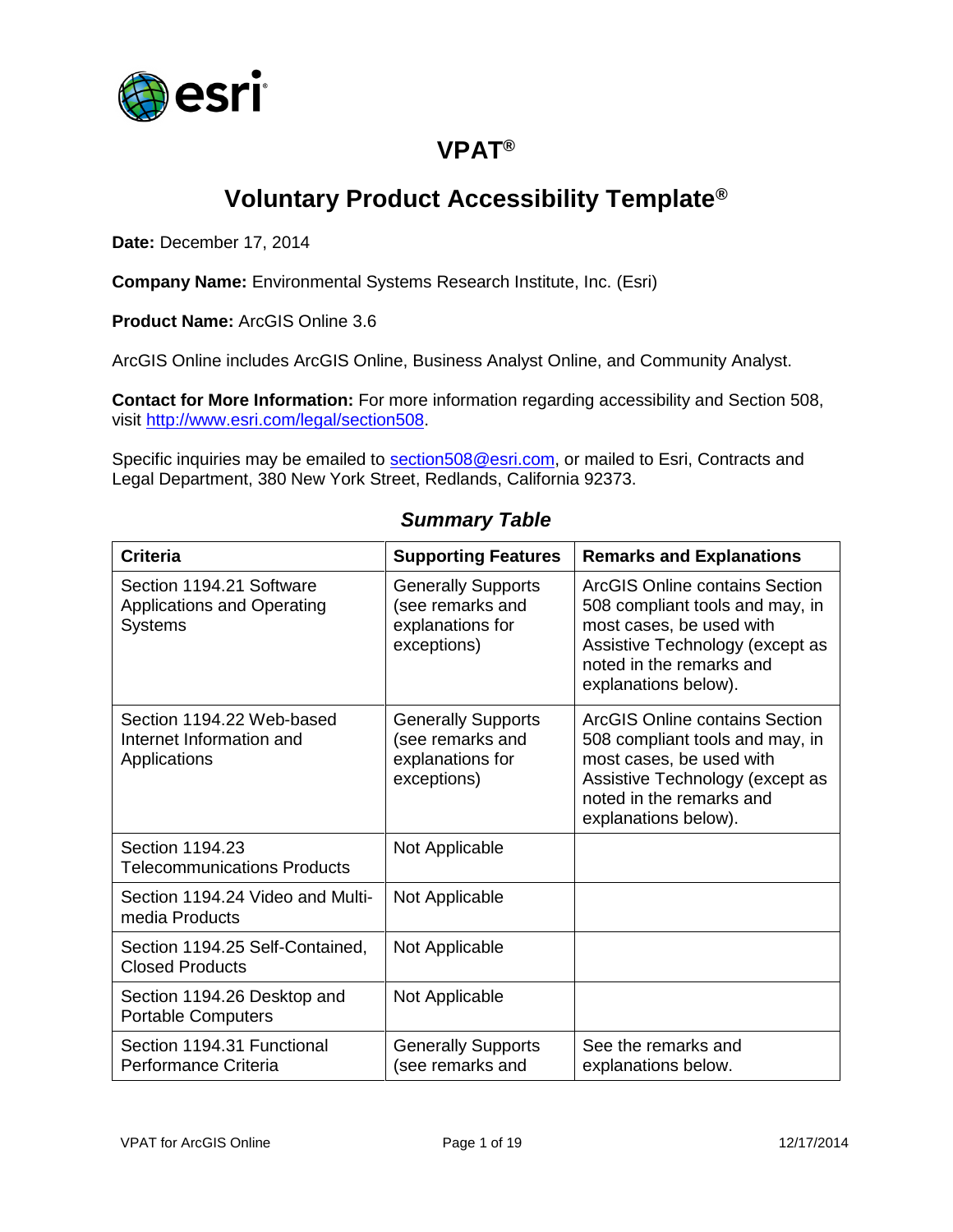# VPAT®

# Voluntary Product Accessibility Template®

**Date:** December 17, 2014

**Company Name:** Environmental Systems Research Institute, Inc. (Esri)

**Product Name:** ArcGIS Online 3.6

ArcGIS Online includes ArcGIS Online, Business Analyst Online, and Community Analyst.

**Contact for More Information:** For more information regarding accessibility and Section 508, visit http://www.esri.com/legal/section508.

Specific inquiries may be emailed to section508@esri.com, or mailed to Esri, Contracts and Legal Department, 380 New York Street, Redlands, California 92373.

## *Summary Table*

| Criteria | Supporting Features | Remarks and Explanations |
|---|---|---|
| Section 1194.21 Software Applications and Operating Systems | Generally Supports (see remarks and explanations for exceptions) | ArcGIS Online contains Section 508 compliant tools and may, in most cases, be used with Assistive Technology (except as noted in the remarks and explanations below). |
| Section 1194.22 Web-based Internet Information and Applications | Generally Supports (see remarks and explanations for exceptions) | ArcGIS Online contains Section 508 compliant tools and may, in most cases, be used with Assistive Technology (except as noted in the remarks and explanations below). |
| Section 1194.23 Telecommunications Products | Not Applicable | |
| Section 1194.24 Video and Multi-media Products | Not Applicable | |
| Section 1194.25 Self-Contained, Closed Products | Not Applicable | |
| Section 1194.26 Desktop and Portable Computers | Not Applicable | |
| Section 1194.31 Functional Performance Criteria | Generally Supports (see remarks and | See the remarks and explanations below. |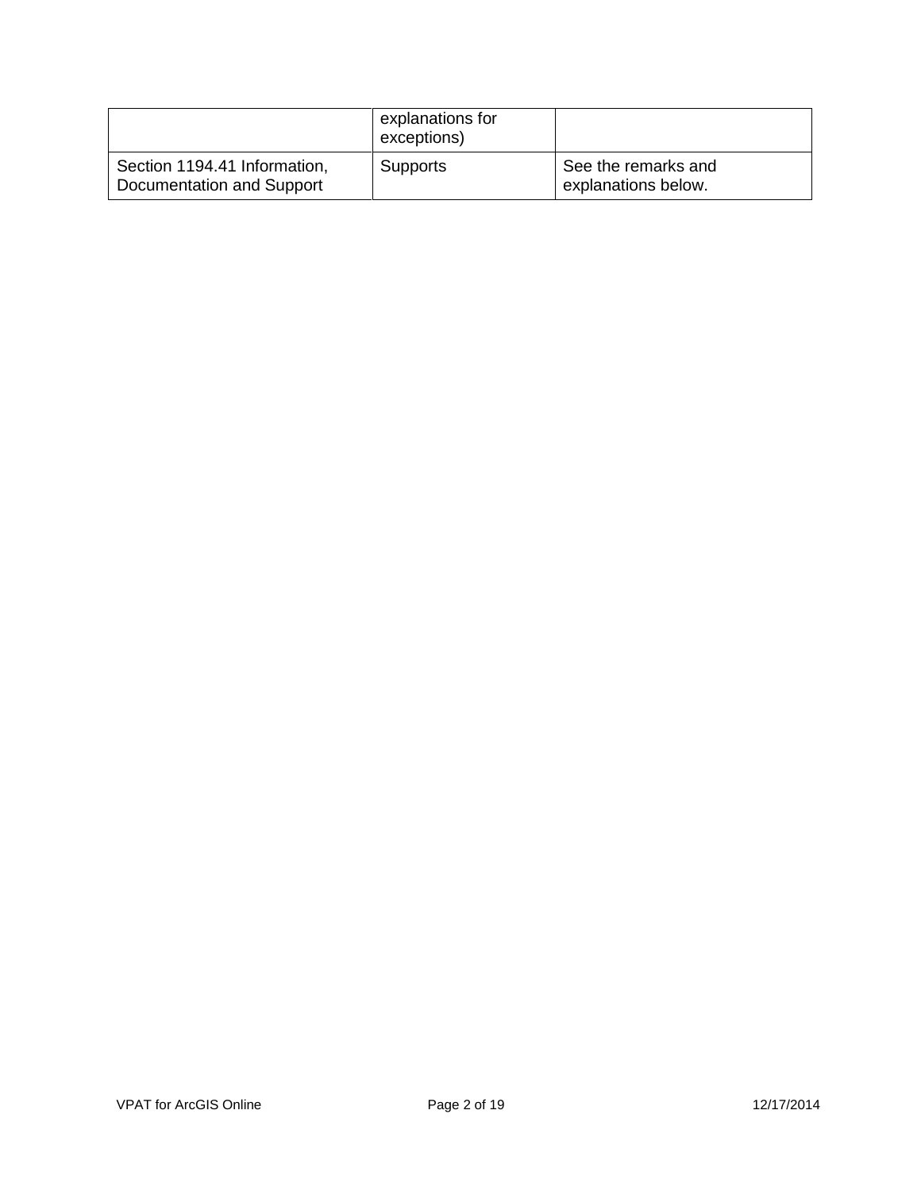| | explanations for exceptions) | |
|---|---|---|
| Section 1194.41 Information, Documentation and Support | Supports | See the remarks and explanations below. |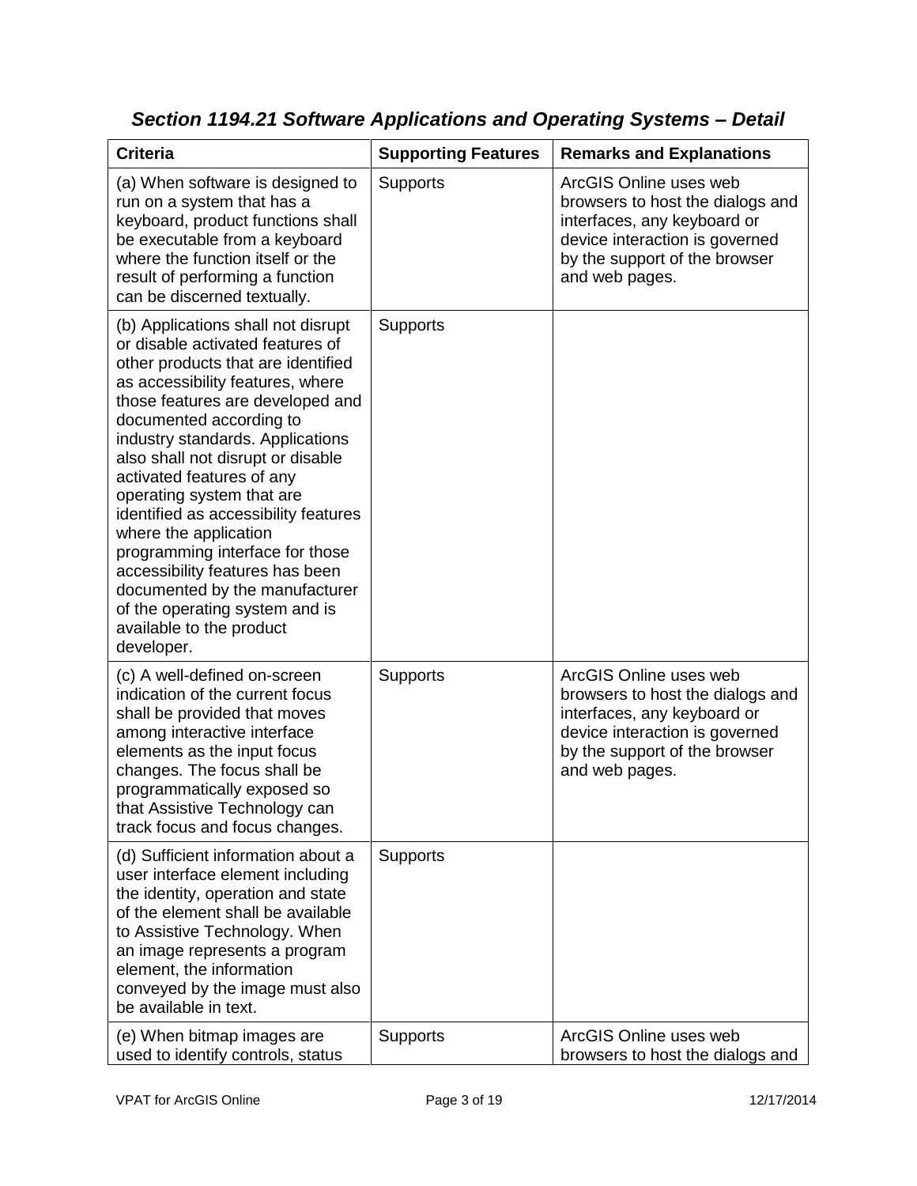### *Section 1194.21 Software Applications and Operating Systems – Detail*

| Criteria | Supporting Features | Remarks and Explanations |
|---|---|---|
| (a) When software is designed to run on a system that has a keyboard, product functions shall be executable from a keyboard where the function itself or the result of performing a function can be discerned textually. | Supports | ArcGIS Online uses web browsers to host the dialogs and interfaces, any keyboard or device interaction is governed by the support of the browser and web pages. |
| (b) Applications shall not disrupt or disable activated features of other products that are identified as accessibility features, where those features are developed and documented according to industry standards. Applications also shall not disrupt or disable activated features of any operating system that are identified as accessibility features where the application programming interface for those accessibility features has been documented by the manufacturer of the operating system and is available to the product developer. | Supports | |
| (c) A well-defined on-screen indication of the current focus shall be provided that moves among interactive interface elements as the input focus changes. The focus shall be programmatically exposed so that Assistive Technology can track focus and focus changes. | Supports | ArcGIS Online uses web browsers to host the dialogs and interfaces, any keyboard or device interaction is governed by the support of the browser and web pages. |
| (d) Sufficient information about a user interface element including the identity, operation and state of the element shall be available to Assistive Technology. When an image represents a program element, the information conveyed by the image must also be available in text. | Supports | |
| (e) When bitmap images are used to identify controls, status | Supports | ArcGIS Online uses web browsers to host the dialogs and |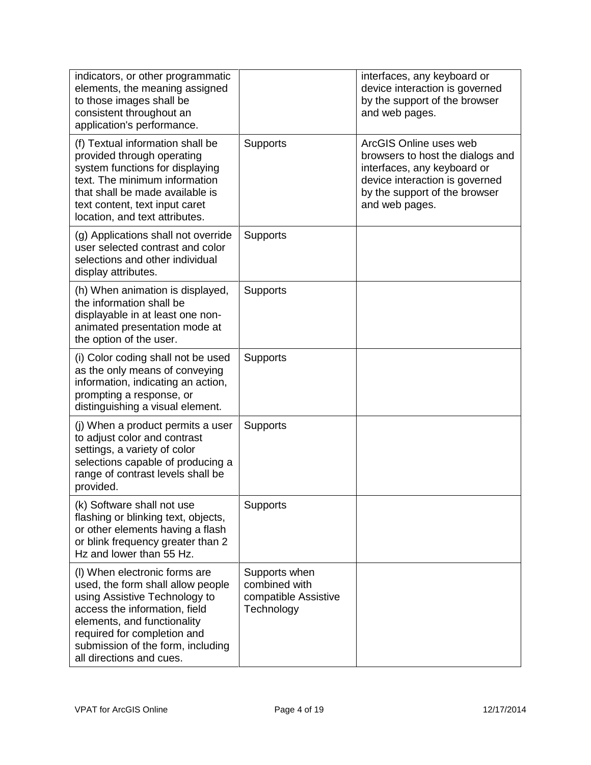| | | |
|---|---|---|
| indicators, or other programmatic elements, the meaning assigned to those images shall be consistent throughout an application's performance. | | interfaces, any keyboard or device interaction is governed by the support of the browser and web pages. |
| (f) Textual information shall be provided through operating system functions for displaying text. The minimum information that shall be made available is text content, text input caret location, and text attributes. | Supports | ArcGIS Online uses web browsers to host the dialogs and interfaces, any keyboard or device interaction is governed by the support of the browser and web pages. |
| (g) Applications shall not override user selected contrast and color selections and other individual display attributes. | Supports | |
| (h) When animation is displayed, the information shall be displayable in at least one non-animated presentation mode at the option of the user. | Supports | |
| (i) Color coding shall not be used as the only means of conveying information, indicating an action, prompting a response, or distinguishing a visual element. | Supports | |
| (j) When a product permits a user to adjust color and contrast settings, a variety of color selections capable of producing a range of contrast levels shall be provided. | Supports | |
| (k) Software shall not use flashing or blinking text, objects, or other elements having a flash or blink frequency greater than 2 Hz and lower than 55 Hz. | Supports | |
| (l) When electronic forms are used, the form shall allow people using Assistive Technology to access the information, field elements, and functionality required for completion and submission of the form, including all directions and cues. | Supports when combined with compatible Assistive Technology | |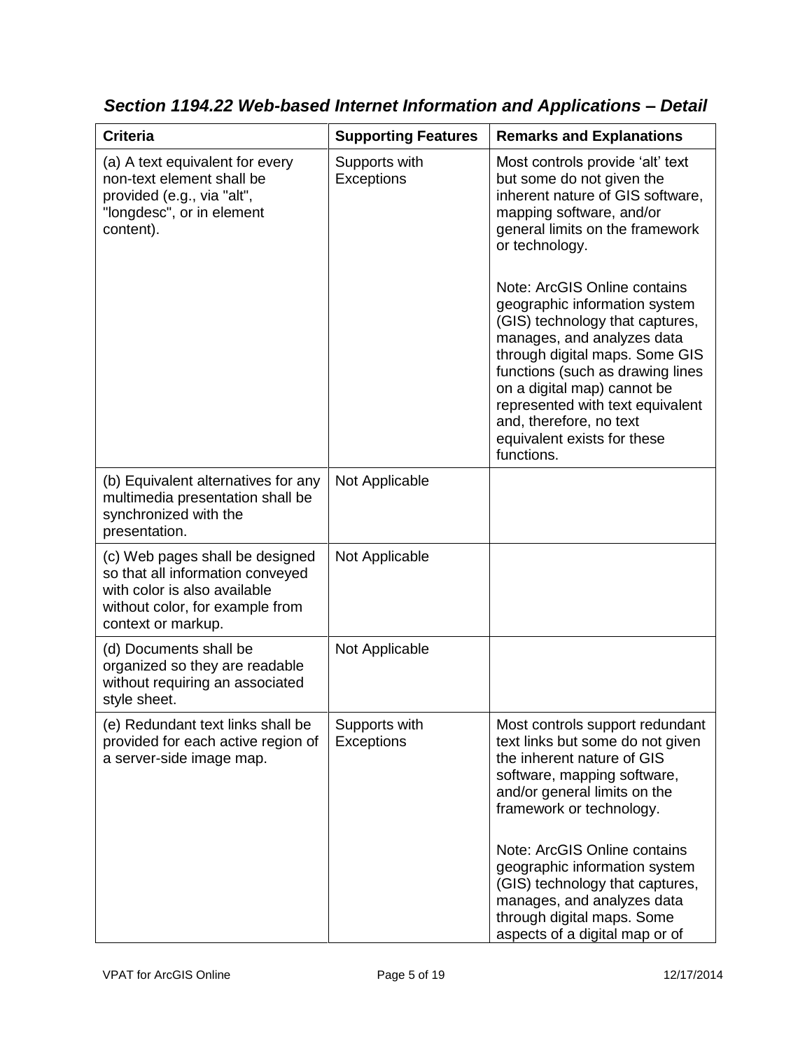### *Section 1194.22 Web-based Internet Information and Applications – Detail*

| Criteria | Supporting Features | Remarks and Explanations |
|---|---|---|
| (a) A text equivalent for every non-text element shall be provided (e.g., via "alt", "longdesc", or in element content). | Supports with Exceptions | Most controls provide 'alt' text but some do not given the inherent nature of GIS software, mapping software, and/or general limits on the framework or technology.<br><br>Note: ArcGIS Online contains geographic information system (GIS) technology that captures, manages, and analyzes data through digital maps. Some GIS functions (such as drawing lines on a digital map) cannot be represented with text equivalent and, therefore, no text equivalent exists for these functions. |
| (b) Equivalent alternatives for any multimedia presentation shall be synchronized with the presentation. | Not Applicable | |
| (c) Web pages shall be designed so that all information conveyed with color is also available without color, for example from context or markup. | Not Applicable | |
| (d) Documents shall be organized so they are readable without requiring an associated style sheet. | Not Applicable | |
| (e) Redundant text links shall be provided for each active region of a server-side image map. | Supports with Exceptions | Most controls support redundant text links but some do not given the inherent nature of GIS software, mapping software, and/or general limits on the framework or technology.<br><br>Note: ArcGIS Online contains geographic information system (GIS) technology that captures, manages, and analyzes data through digital maps. Some aspects of a digital map or of |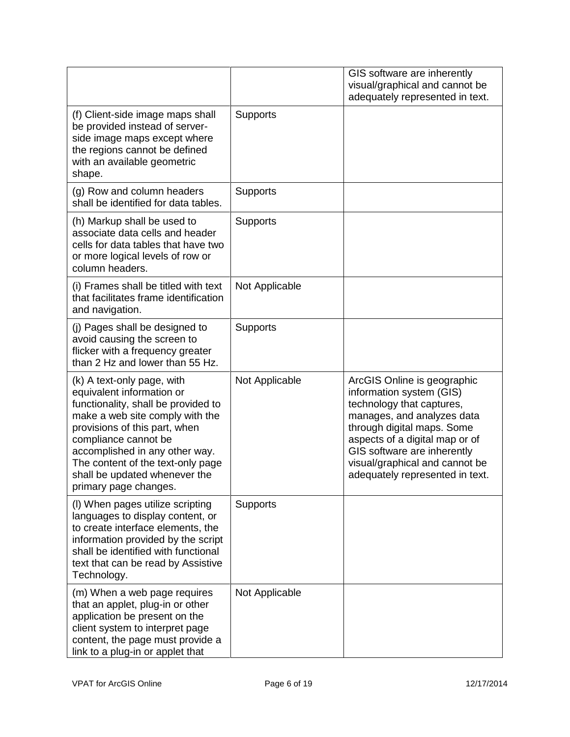| | | |
|---|---|---|
| | | GIS software are inherently visual/graphical and cannot be adequately represented in text. |
| (f) Client-side image maps shall be provided instead of server-side image maps except where the regions cannot be defined with an available geometric shape. | Supports | |
| (g) Row and column headers shall be identified for data tables. | Supports | |
| (h) Markup shall be used to associate data cells and header cells for data tables that have two or more logical levels of row or column headers. | Supports | |
| (i) Frames shall be titled with text that facilitates frame identification and navigation. | Not Applicable | |
| (j) Pages shall be designed to avoid causing the screen to flicker with a frequency greater than 2 Hz and lower than 55 Hz. | Supports | |
| (k) A text-only page, with equivalent information or functionality, shall be provided to make a web site comply with the provisions of this part, when compliance cannot be accomplished in any other way. The content of the text-only page shall be updated whenever the primary page changes. | Not Applicable | ArcGIS Online is geographic information system (GIS) technology that captures, manages, and analyzes data through digital maps. Some aspects of a digital map or of GIS software are inherently visual/graphical and cannot be adequately represented in text. |
| (l) When pages utilize scripting languages to display content, or to create interface elements, the information provided by the script shall be identified with functional text that can be read by Assistive Technology. | Supports | |
| (m) When a web page requires that an applet, plug-in or other application be present on the client system to interpret page content, the page must provide a link to a plug-in or applet that | Not Applicable | |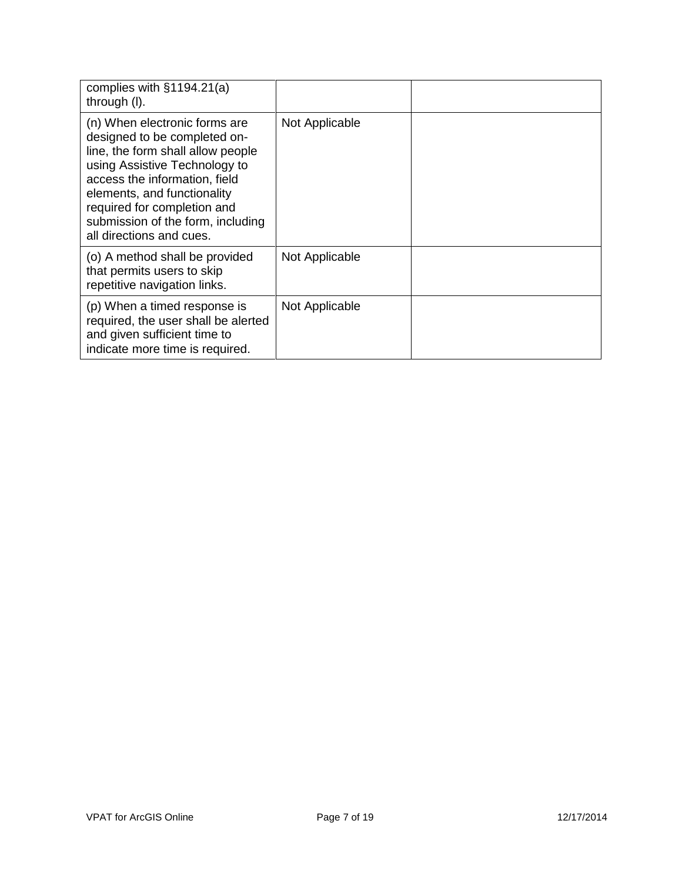| | | |
|---|---|---|
| complies with §1194.21(a) through (l). | | |
| (n) When electronic forms are designed to be completed on-line, the form shall allow people using Assistive Technology to access the information, field elements, and functionality required for completion and submission of the form, including all directions and cues. | Not Applicable | |
| (o) A method shall be provided that permits users to skip repetitive navigation links. | Not Applicable | |
| (p) When a timed response is required, the user shall be alerted and given sufficient time to indicate more time is required. | Not Applicable | |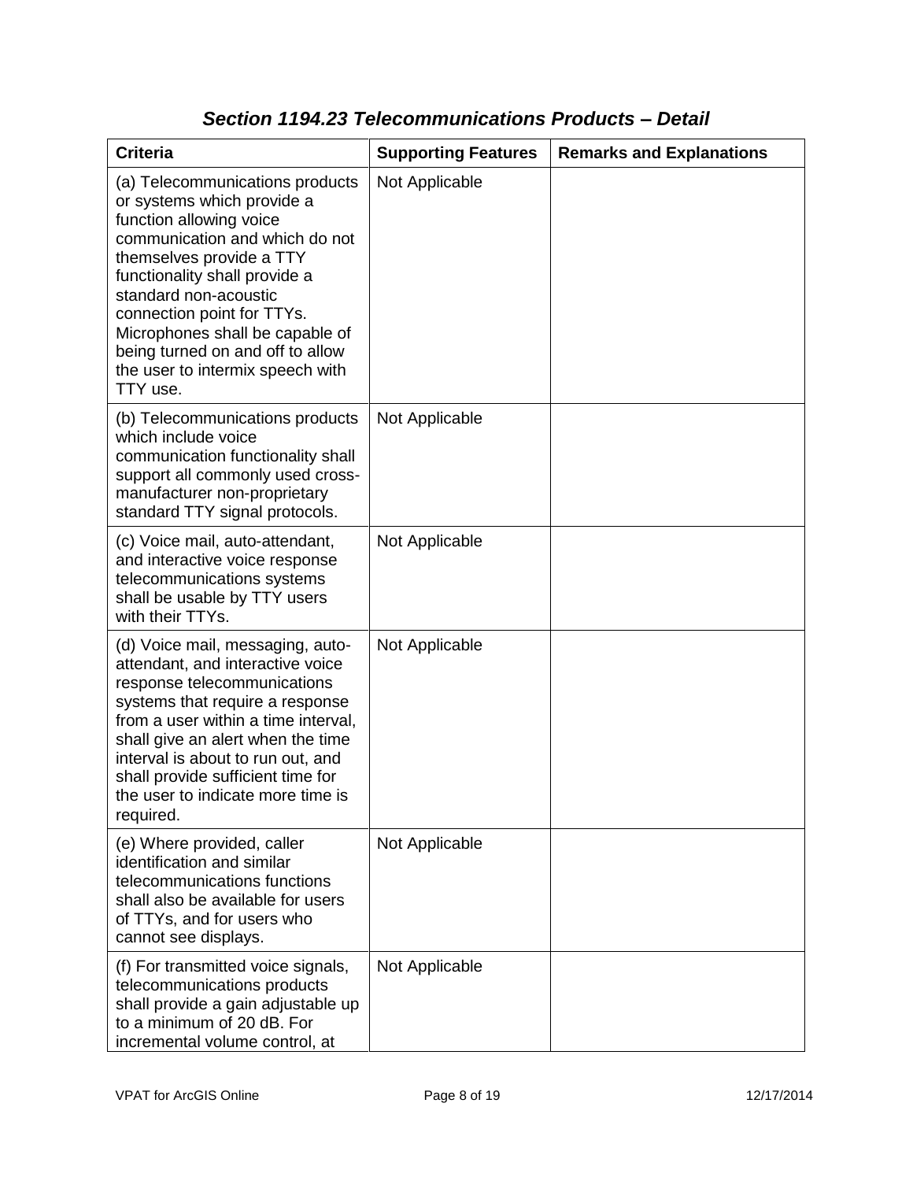### *Section 1194.23 Telecommunications Products – Detail*

| Criteria | Supporting Features | Remarks and Explanations |
| --- | --- | --- |
| (a) Telecommunications products or systems which provide a function allowing voice communication and which do not themselves provide a TTY functionality shall provide a standard non-acoustic connection point for TTYs. Microphones shall be capable of being turned on and off to allow the user to intermix speech with TTY use. | Not Applicable | |
| (b) Telecommunications products which include voice communication functionality shall support all commonly used cross-manufacturer non-proprietary standard TTY signal protocols. | Not Applicable | |
| (c) Voice mail, auto-attendant, and interactive voice response telecommunications systems shall be usable by TTY users with their TTYs. | Not Applicable | |
| (d) Voice mail, messaging, auto-attendant, and interactive voice response telecommunications systems that require a response from a user within a time interval, shall give an alert when the time interval is about to run out, and shall provide sufficient time for the user to indicate more time is required. | Not Applicable | |
| (e) Where provided, caller identification and similar telecommunications functions shall also be available for users of TTYs, and for users who cannot see displays. | Not Applicable | |
| (f) For transmitted voice signals, telecommunications products shall provide a gain adjustable up to a minimum of 20 dB. For incremental volume control, at | Not Applicable | |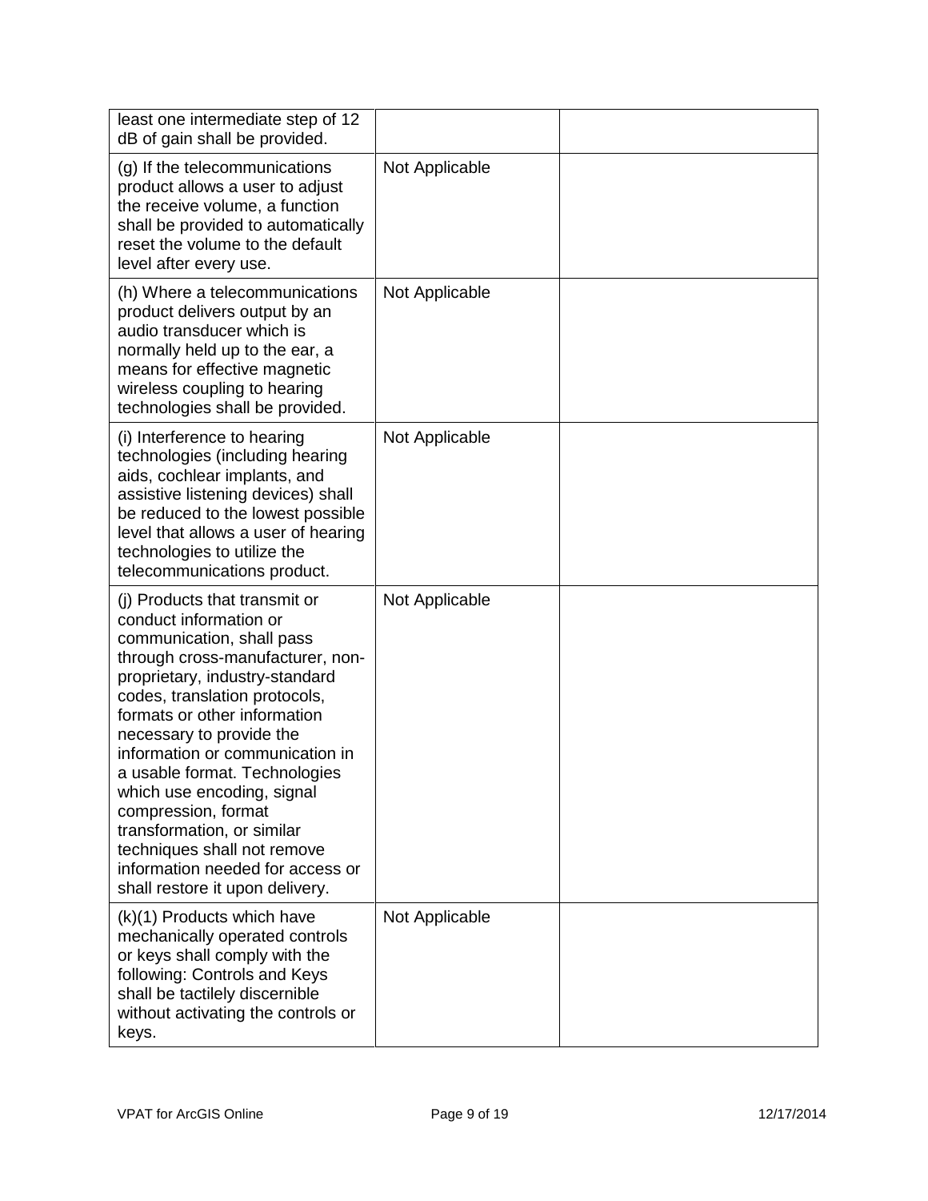| | | |
|---|---|---|
| least one intermediate step of 12 dB of gain shall be provided. | | |
| (g) If the telecommunications product allows a user to adjust the receive volume, a function shall be provided to automatically reset the volume to the default level after every use. | Not Applicable | |
| (h) Where a telecommunications product delivers output by an audio transducer which is normally held up to the ear, a means for effective magnetic wireless coupling to hearing technologies shall be provided. | Not Applicable | |
| (i) Interference to hearing technologies (including hearing aids, cochlear implants, and assistive listening devices) shall be reduced to the lowest possible level that allows a user of hearing technologies to utilize the telecommunications product. | Not Applicable | |
| (j) Products that transmit or conduct information or communication, shall pass through cross-manufacturer, non-proprietary, industry-standard codes, translation protocols, formats or other information necessary to provide the information or communication in a usable format. Technologies which use encoding, signal compression, format transformation, or similar techniques shall not remove information needed for access or shall restore it upon delivery. | Not Applicable | |
| (k)(1) Products which have mechanically operated controls or keys shall comply with the following: Controls and Keys shall be tactilely discernible without activating the controls or keys. | Not Applicable | |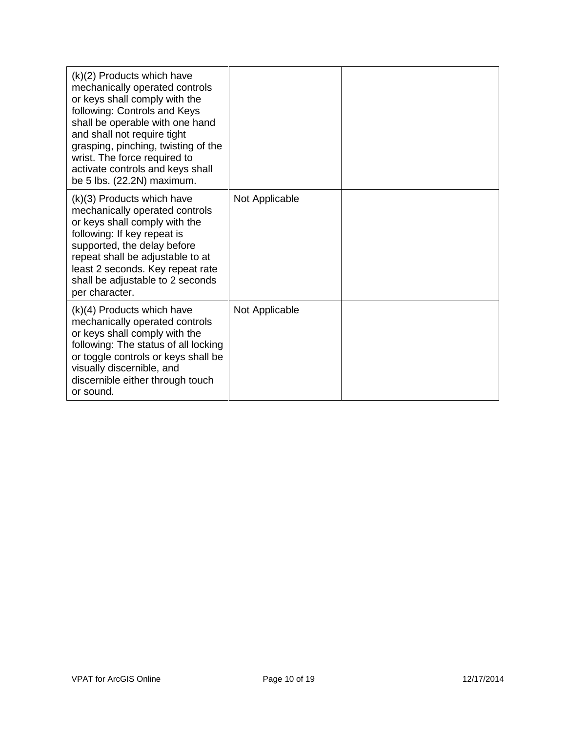| | | |
|---|---|---|
| (k)(2) Products which have mechanically operated controls or keys shall comply with the following: Controls and Keys shall be operable with one hand and shall not require tight grasping, pinching, twisting of the wrist. The force required to activate controls and keys shall be 5 lbs. (22.2N) maximum. | | |
| (k)(3) Products which have mechanically operated controls or keys shall comply with the following: If key repeat is supported, the delay before repeat shall be adjustable to at least 2 seconds. Key repeat rate shall be adjustable to 2 seconds per character. | Not Applicable | |
| (k)(4) Products which have mechanically operated controls or keys shall comply with the following: The status of all locking or toggle controls or keys shall be visually discernible, and discernible either through touch or sound. | Not Applicable | |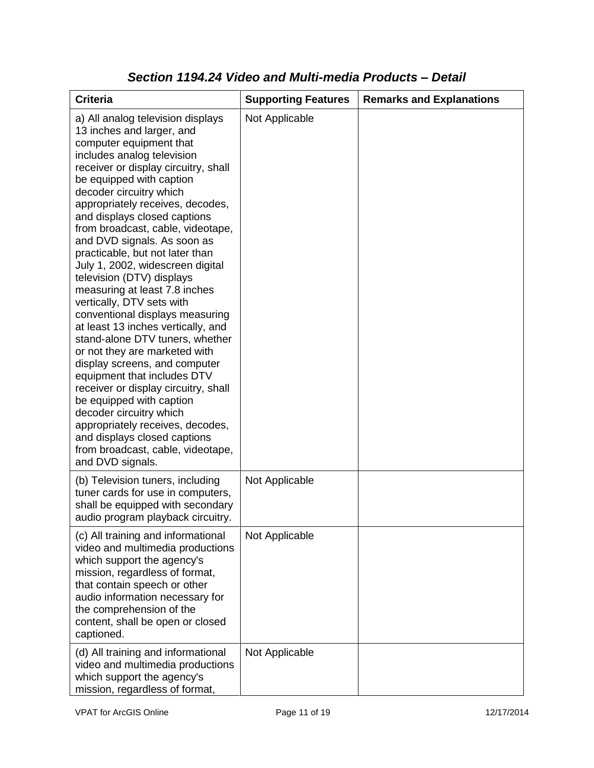## *Section 1194.24 Video and Multi-media Products – Detail*

| Criteria | Supporting Features | Remarks and Explanations |
|---|---|---|
| a) All analog television displays 13 inches and larger, and computer equipment that includes analog television receiver or display circuitry, shall be equipped with caption decoder circuitry which appropriately receives, decodes, and displays closed captions from broadcast, cable, videotape, and DVD signals. As soon as practicable, but not later than July 1, 2002, widescreen digital television (DTV) displays measuring at least 7.8 inches vertically, DTV sets with conventional displays measuring at least 13 inches vertically, and stand-alone DTV tuners, whether or not they are marketed with display screens, and computer equipment that includes DTV receiver or display circuitry, shall be equipped with caption decoder circuitry which appropriately receives, decodes, and displays closed captions from broadcast, cable, videotape, and DVD signals. | Not Applicable | |
| (b) Television tuners, including tuner cards for use in computers, shall be equipped with secondary audio program playback circuitry. | Not Applicable | |
| (c) All training and informational video and multimedia productions which support the agency's mission, regardless of format, that contain speech or other audio information necessary for the comprehension of the content, shall be open or closed captioned. | Not Applicable | |
| (d) All training and informational video and multimedia productions which support the agency's mission, regardless of format, | Not Applicable | |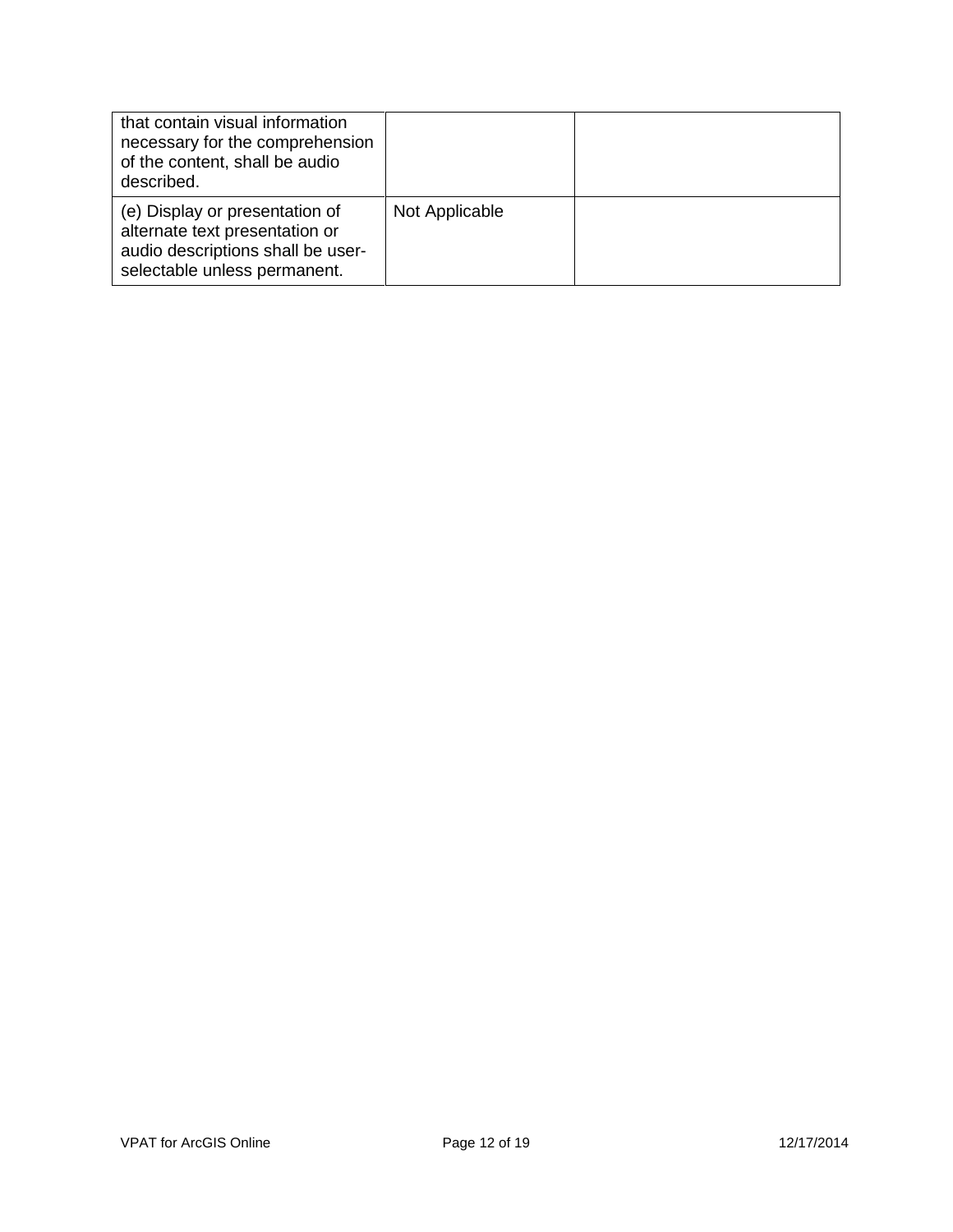| | | |
|---|---|---|
| that contain visual information necessary for the comprehension of the content, shall be audio described. | | |
| (e) Display or presentation of alternate text presentation or audio descriptions shall be user-selectable unless permanent. | Not Applicable | |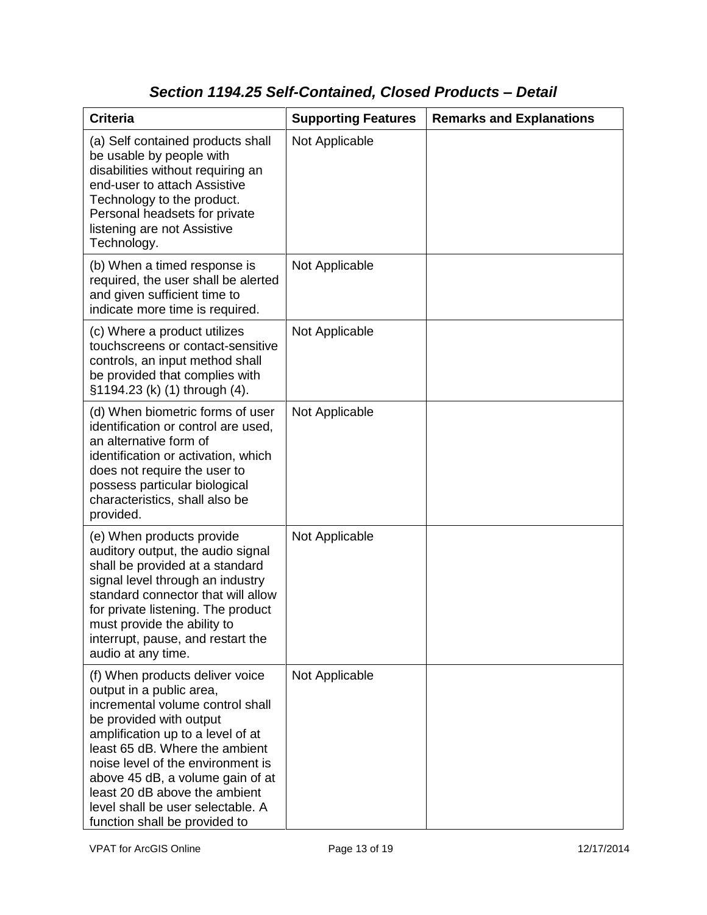## *Section 1194.25 Self-Contained, Closed Products – Detail*

| Criteria | Supporting Features | Remarks and Explanations |
|---|---|---|
| (a) Self contained products shall be usable by people with disabilities without requiring an end-user to attach Assistive Technology to the product. Personal headsets for private listening are not Assistive Technology. | Not Applicable | |
| (b) When a timed response is required, the user shall be alerted and given sufficient time to indicate more time is required. | Not Applicable | |
| (c) Where a product utilizes touchscreens or contact-sensitive controls, an input method shall be provided that complies with §1194.23 (k) (1) through (4). | Not Applicable | |
| (d) When biometric forms of user identification or control are used, an alternative form of identification or activation, which does not require the user to possess particular biological characteristics, shall also be provided. | Not Applicable | |
| (e) When products provide auditory output, the audio signal shall be provided at a standard signal level through an industry standard connector that will allow for private listening. The product must provide the ability to interrupt, pause, and restart the audio at any time. | Not Applicable | |
| (f) When products deliver voice output in a public area, incremental volume control shall be provided with output amplification up to a level of at least 65 dB. Where the ambient noise level of the environment is above 45 dB, a volume gain of at least 20 dB above the ambient level shall be user selectable. A function shall be provided to | Not Applicable | |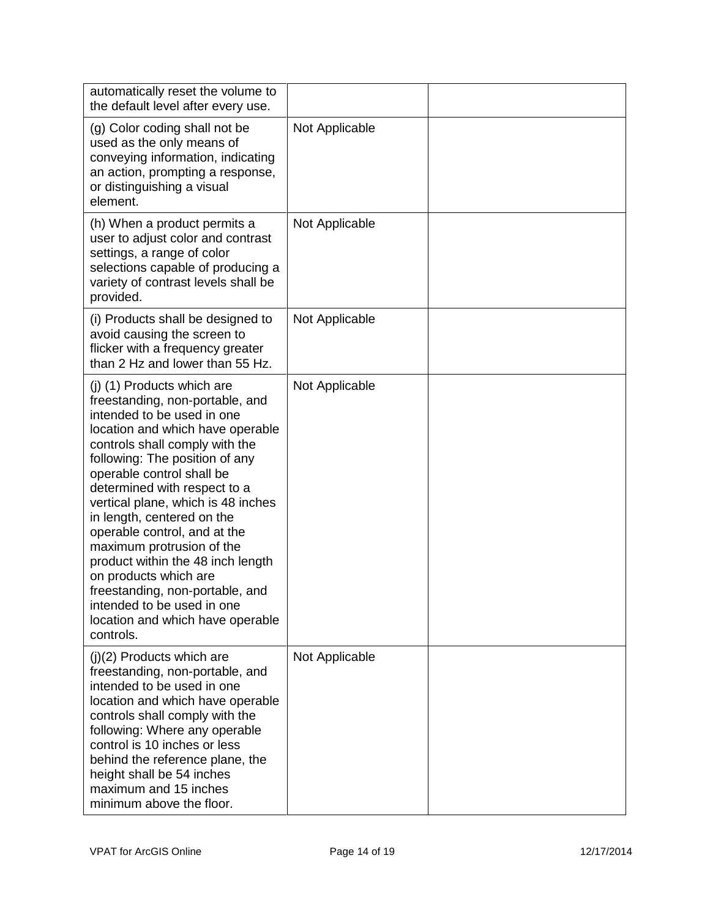| | | |
|---|---|---|
| automatically reset the volume to the default level after every use. | | |
| (g) Color coding shall not be used as the only means of conveying information, indicating an action, prompting a response, or distinguishing a visual element. | Not Applicable | |
| (h) When a product permits a user to adjust color and contrast settings, a range of color selections capable of producing a variety of contrast levels shall be provided. | Not Applicable | |
| (i) Products shall be designed to avoid causing the screen to flicker with a frequency greater than 2 Hz and lower than 55 Hz. | Not Applicable | |
| (j) (1) Products which are freestanding, non-portable, and intended to be used in one location and which have operable controls shall comply with the following: The position of any operable control shall be determined with respect to a vertical plane, which is 48 inches in length, centered on the operable control, and at the maximum protrusion of the product within the 48 inch length on products which are freestanding, non-portable, and intended to be used in one location and which have operable controls. | Not Applicable | |
| (j)(2) Products which are freestanding, non-portable, and intended to be used in one location and which have operable controls shall comply with the following: Where any operable control is 10 inches or less behind the reference plane, the height shall be 54 inches maximum and 15 inches minimum above the floor. | Not Applicable | |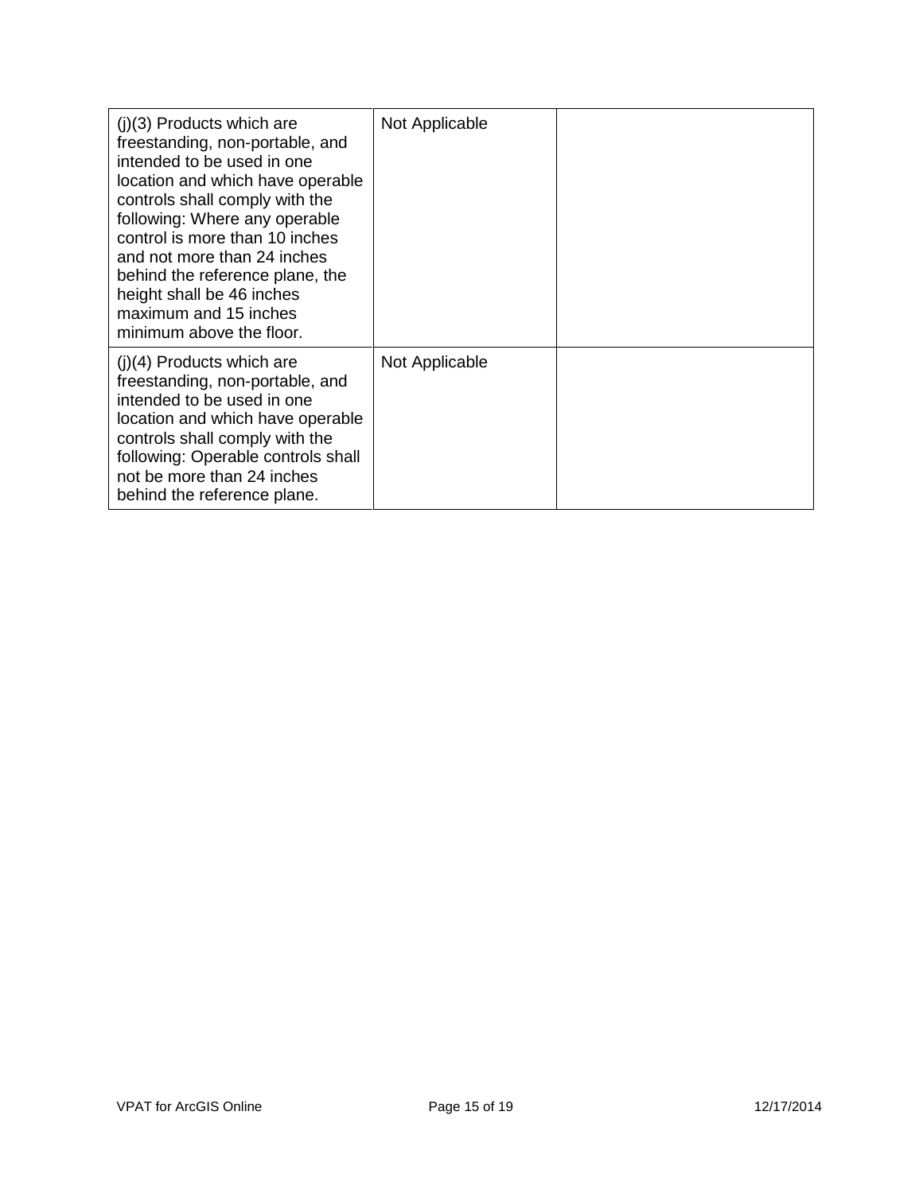| (j)(3) Products which are freestanding, non-portable, and intended to be used in one location and which have operable controls shall comply with the following: Where any operable control is more than 10 inches and not more than 24 inches behind the reference plane, the height shall be 46 inches maximum and 15 inches minimum above the floor. | Not Applicable | |
|---|---|---|
| (j)(4) Products which are freestanding, non-portable, and intended to be used in one location and which have operable controls shall comply with the following: Operable controls shall not be more than 24 inches behind the reference plane. | Not Applicable | |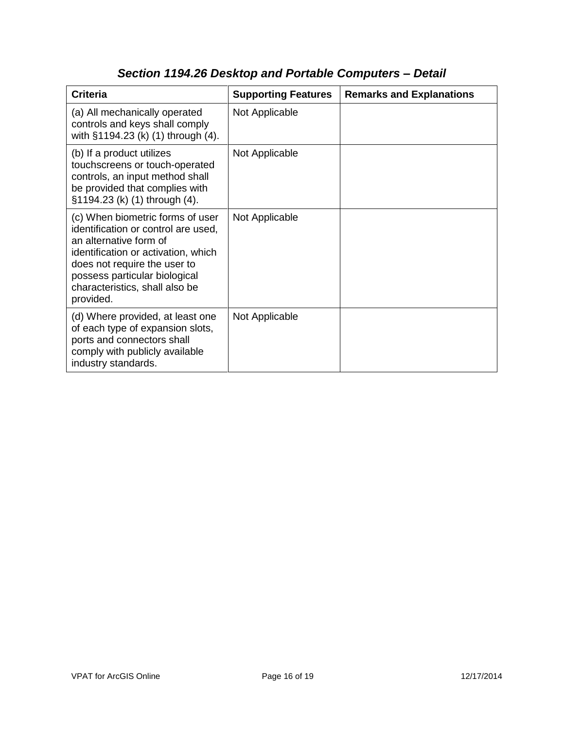### *Section 1194.26 Desktop and Portable Computers – Detail*

| Criteria | Supporting Features | Remarks and Explanations |
|---|---|---|
| (a) All mechanically operated controls and keys shall comply with §1194.23 (k) (1) through (4). | Not Applicable | |
| (b) If a product utilizes touchscreens or touch-operated controls, an input method shall be provided that complies with §1194.23 (k) (1) through (4). | Not Applicable | |
| (c) When biometric forms of user identification or control are used, an alternative form of identification or activation, which does not require the user to possess particular biological characteristics, shall also be provided. | Not Applicable | |
| (d) Where provided, at least one of each type of expansion slots, ports and connectors shall comply with publicly available industry standards. | Not Applicable | |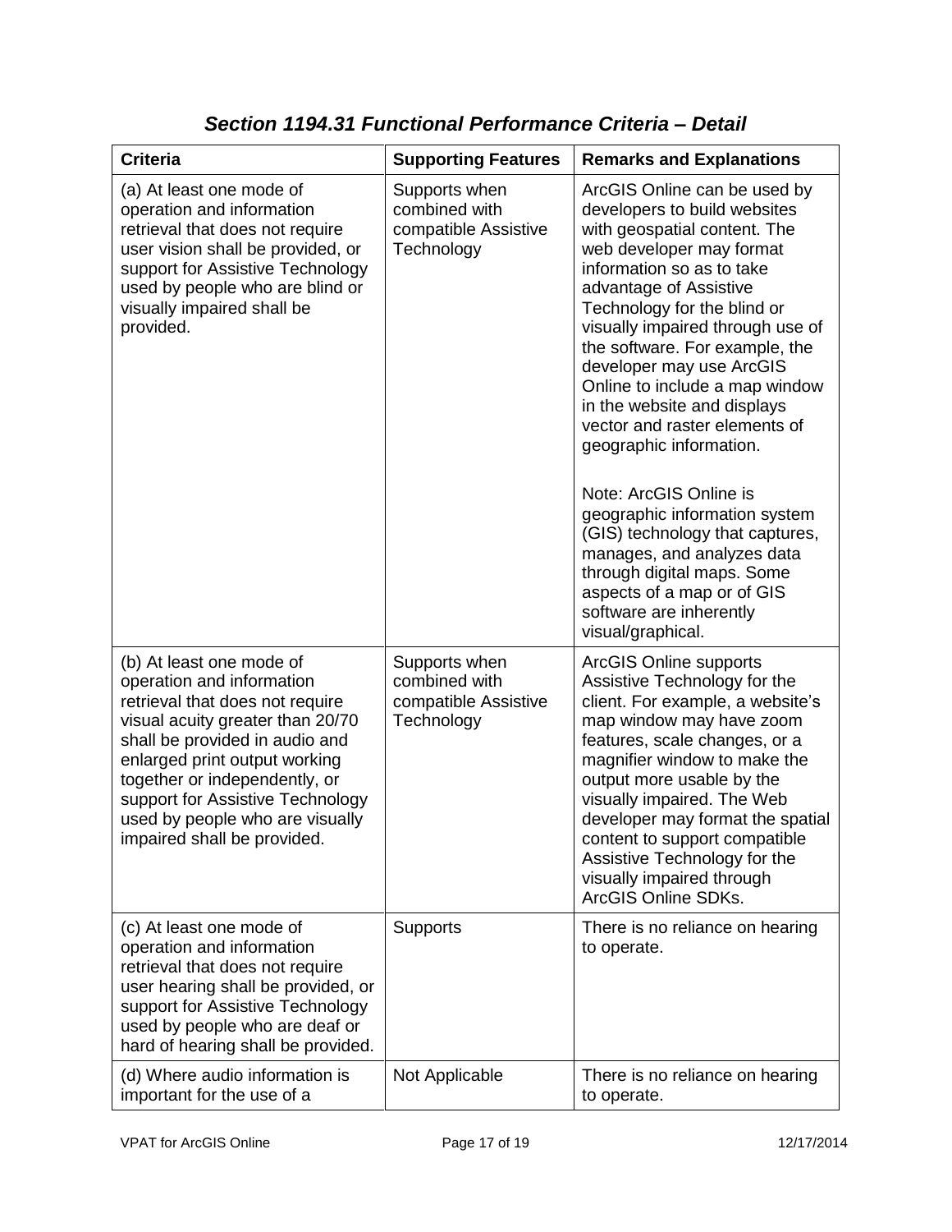## *Section 1194.31 Functional Performance Criteria – Detail*

| Criteria | Supporting Features | Remarks and Explanations |
|---|---|---|
| (a) At least one mode of operation and information retrieval that does not require user vision shall be provided, or support for Assistive Technology used by people who are blind or visually impaired shall be provided. | Supports when combined with compatible Assistive Technology | ArcGIS Online can be used by developers to build websites with geospatial content. The web developer may format information so as to take advantage of Assistive Technology for the blind or visually impaired through use of the software. For example, the developer may use ArcGIS Online to include a map window in the website and displays vector and raster elements of geographic information.<br><br>Note: ArcGIS Online is geographic information system (GIS) technology that captures, manages, and analyzes data through digital maps. Some aspects of a map or of GIS software are inherently visual/graphical. |
| (b) At least one mode of operation and information retrieval that does not require visual acuity greater than 20/70 shall be provided in audio and enlarged print output working together or independently, or support for Assistive Technology used by people who are visually impaired shall be provided. | Supports when combined with compatible Assistive Technology | ArcGIS Online supports Assistive Technology for the client. For example, a website's map window may have zoom features, scale changes, or a magnifier window to make the output more usable by the visually impaired. The Web developer may format the spatial content to support compatible Assistive Technology for the visually impaired through ArcGIS Online SDKs. |
| (c) At least one mode of operation and information retrieval that does not require user hearing shall be provided, or support for Assistive Technology used by people who are deaf or hard of hearing shall be provided. | Supports | There is no reliance on hearing to operate. |
| (d) Where audio information is important for the use of a | Not Applicable | There is no reliance on hearing to operate. |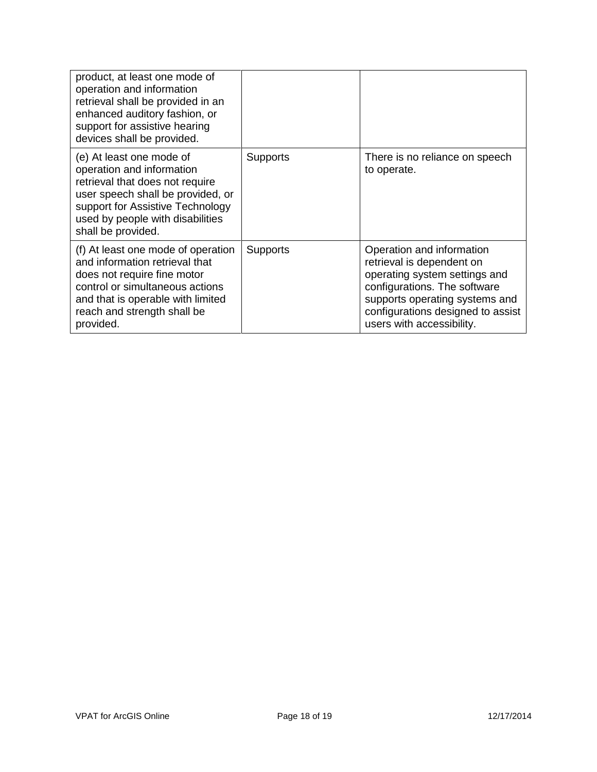| | | |
|---|---|---|
| product, at least one mode of operation and information retrieval shall be provided in an enhanced auditory fashion, or support for assistive hearing devices shall be provided. | | |
| (e) At least one mode of operation and information retrieval that does not require user speech shall be provided, or support for Assistive Technology used by people with disabilities shall be provided. | Supports | There is no reliance on speech to operate. |
| (f) At least one mode of operation and information retrieval that does not require fine motor control or simultaneous actions and that is operable with limited reach and strength shall be provided. | Supports | Operation and information retrieval is dependent on operating system settings and configurations. The software supports operating systems and configurations designed to assist users with accessibility. |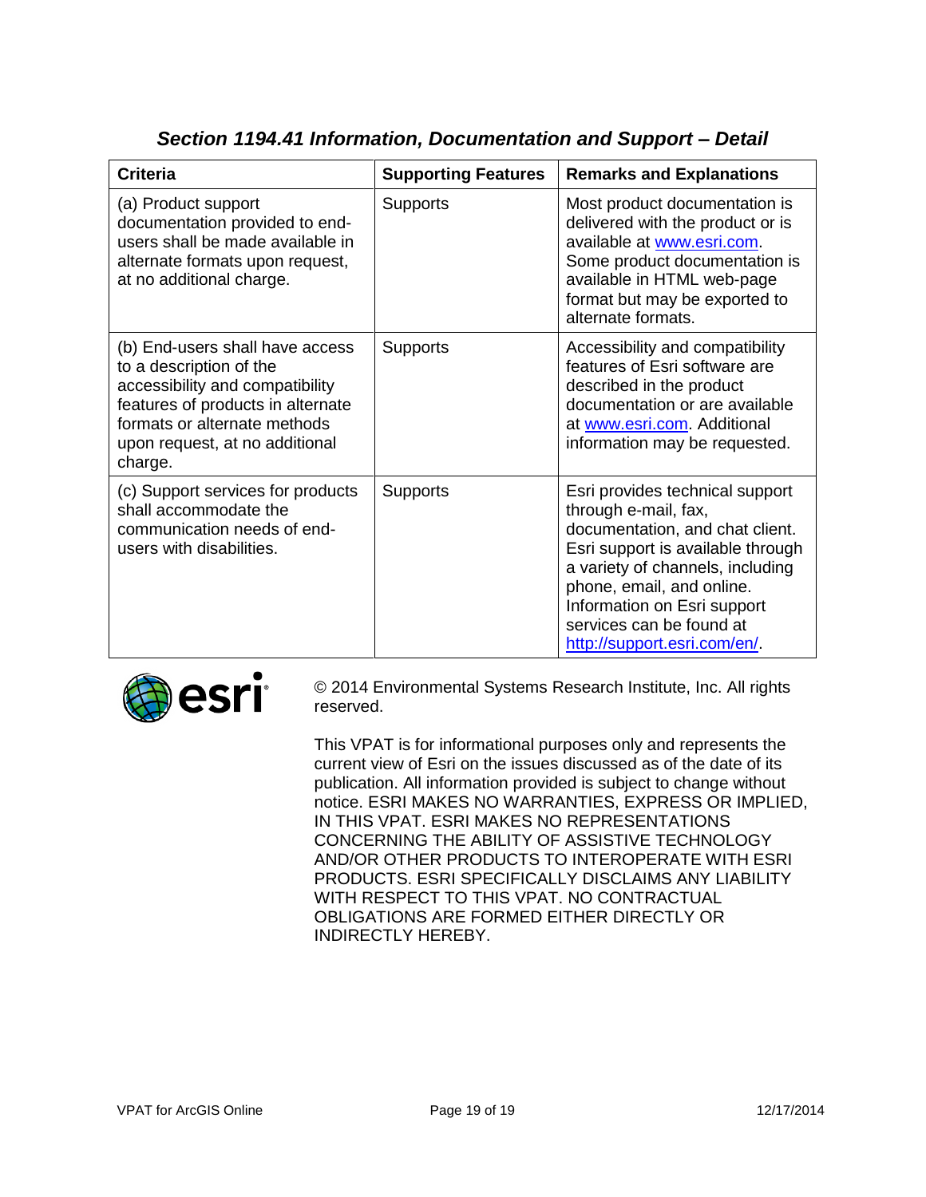### *Section 1194.41 Information, Documentation and Support – Detail*

| Criteria | Supporting Features | Remarks and Explanations |
|---|---|---|
| (a) Product support documentation provided to end-users shall be made available in alternate formats upon request, at no additional charge. | Supports | Most product documentation is delivered with the product or is available at [www.esri.com](http://www.esri.com). Some product documentation is available in HTML web-page format but may be exported to alternate formats. |
| (b) End-users shall have access to a description of the accessibility and compatibility features of products in alternate formats or alternate methods upon request, at no additional charge. | Supports | Accessibility and compatibility features of Esri software are described in the product documentation or are available at [www.esri.com](http://www.esri.com). Additional information may be requested. |
| (c) Support services for products shall accommodate the communication needs of end-users with disabilities. | Supports | Esri provides technical support through e-mail, fax, documentation, and chat client. Esri support is available through a variety of channels, including phone, email, and online. Information on Esri support services can be found at [http://support.esri.com/en/](http://support.esri.com/en/). |

esri

© 2014 Environmental Systems Research Institute, Inc. All rights reserved.

This VPAT is for informational purposes only and represents the current view of Esri on the issues discussed as of the date of its publication. All information provided is subject to change without notice. ESRI MAKES NO WARRANTIES, EXPRESS OR IMPLIED, IN THIS VPAT. ESRI MAKES NO REPRESENTATIONS CONCERNING THE ABILITY OF ASSISTIVE TECHNOLOGY AND/OR OTHER PRODUCTS TO INTEROPERATE WITH ESRI PRODUCTS. ESRI SPECIFICALLY DISCLAIMS ANY LIABILITY WITH RESPECT TO THIS VPAT. NO CONTRACTUAL OBLIGATIONS ARE FORMED EITHER DIRECTLY OR INDIRECTLY HEREBY.